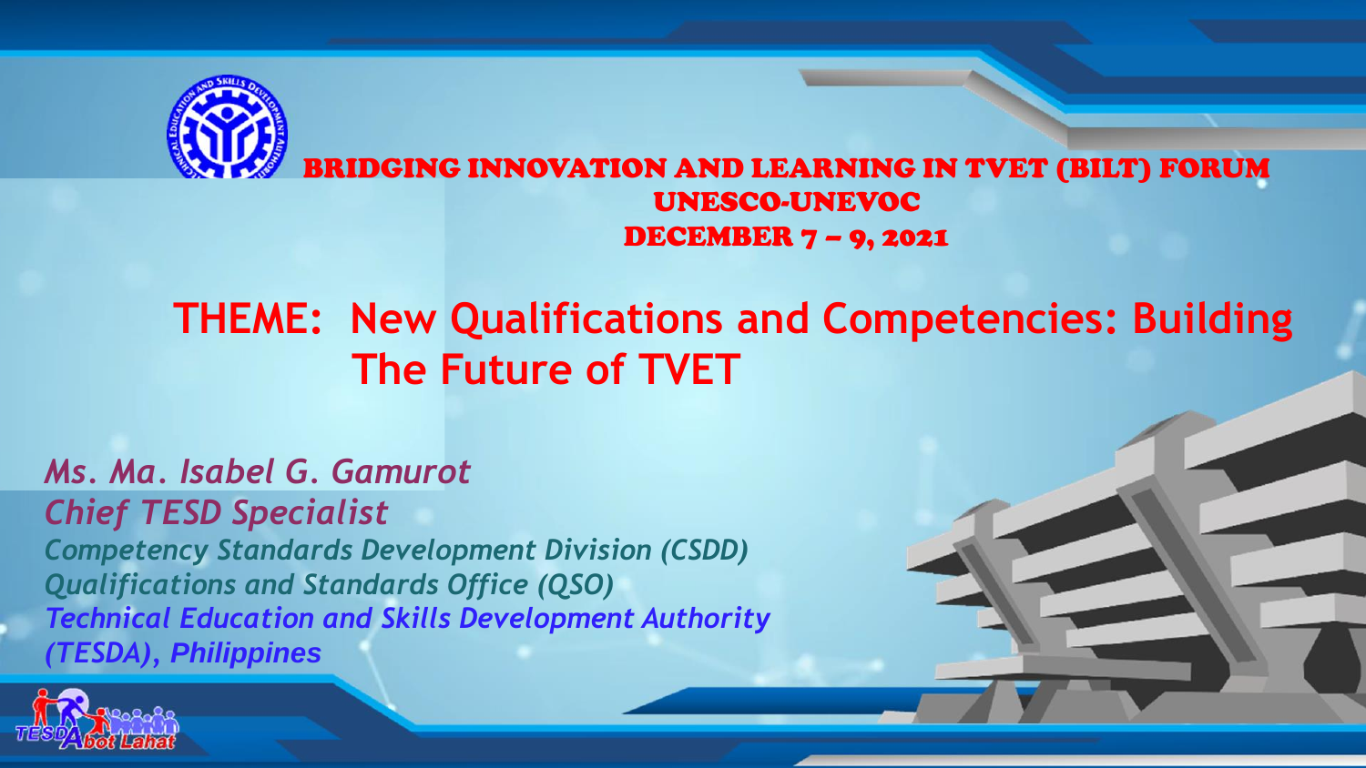# BRIDGING INNOVATION AND LEARNING IN TVET (BILT) FORUM

## UNESCO-UNEVOC

## DECEMBER 7 – 9, 2021

## THEME: New Qualifications and Competencies: Building The Future of TVET

*Ms. Ma. Isabel G. Gamurot*
*Chief TESD Specialist*
*Competency Standards Development Division (CSDD)*
*Qualifications and Standards Office (QSO)*
*Technical Education and Skills Development Authority (TESDA), Philippines*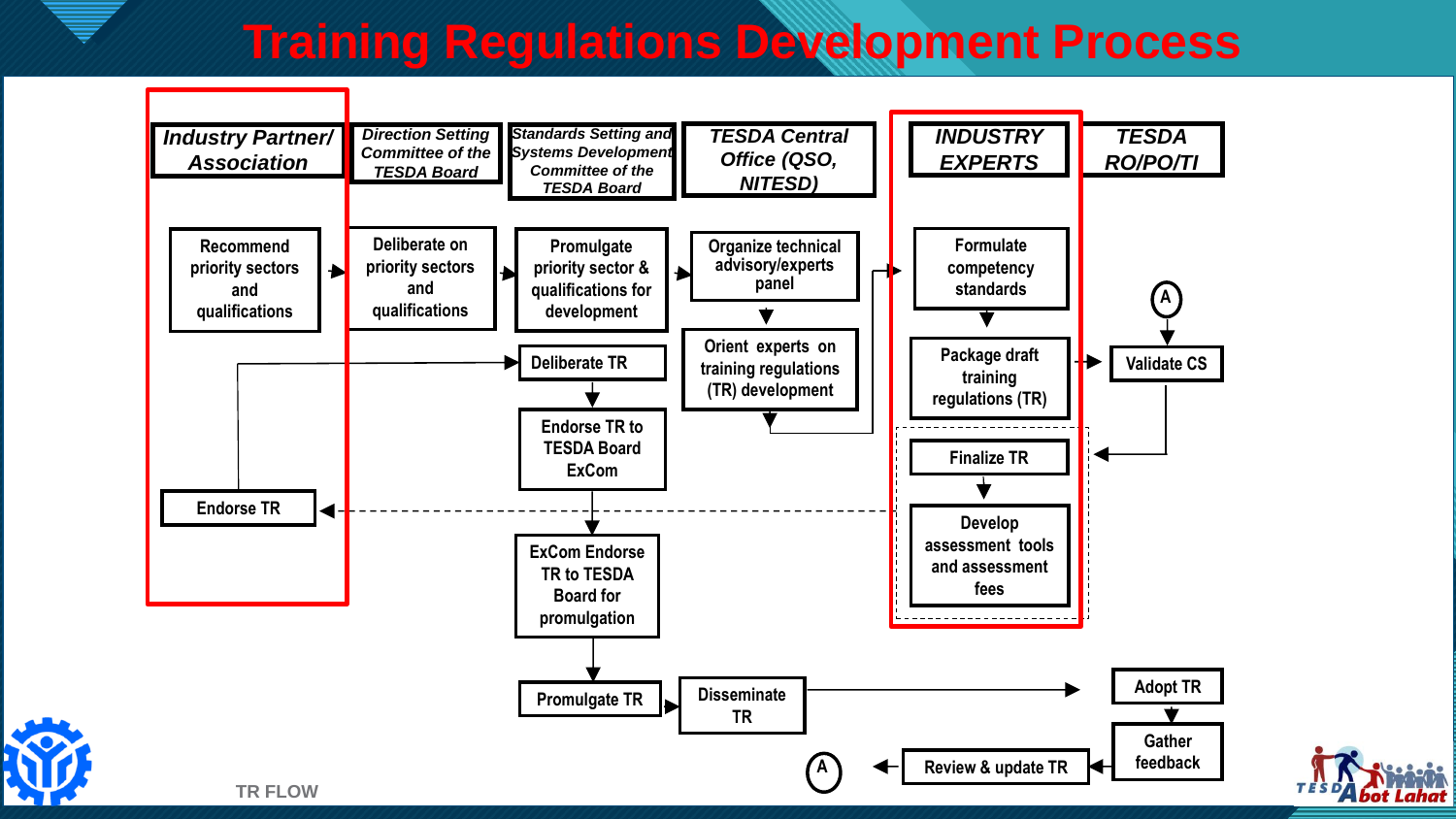# Training Regulations Development Process

| Industry Partner/ Association | Direction Setting Committee of the TESDA Board | Standards Setting and Systems Development Committee of the TESDA Board | TESDA Central Office (QSO, NITESD) | INDUSTRY EXPERTS | TESDA RO/PO/TI |
|---|---|---|---|---|---|
| Recommend priority sectors and qualifications | Deliberate on priority sectors and qualifications | Promulgate priority sector & qualifications for development | Organize technical advisory/experts panel | Formulate competency standards | A |
| | | Deliberate TR | Orient experts on training regulations (TR) development | Package draft training regulations (TR) | Validate CS |
| Endorse TR | | Endorse TR to TESDA Board ExCom | | Finalize TR | |
| | | ExCom Endorse TR to TESDA Board for promulgation | | Develop assessment tools and assessment fees | |
| | | Promulgate TR | Disseminate TR | | Adopt TR |
| | | | A | Review & update TR | Gather feedback |

TR FLOW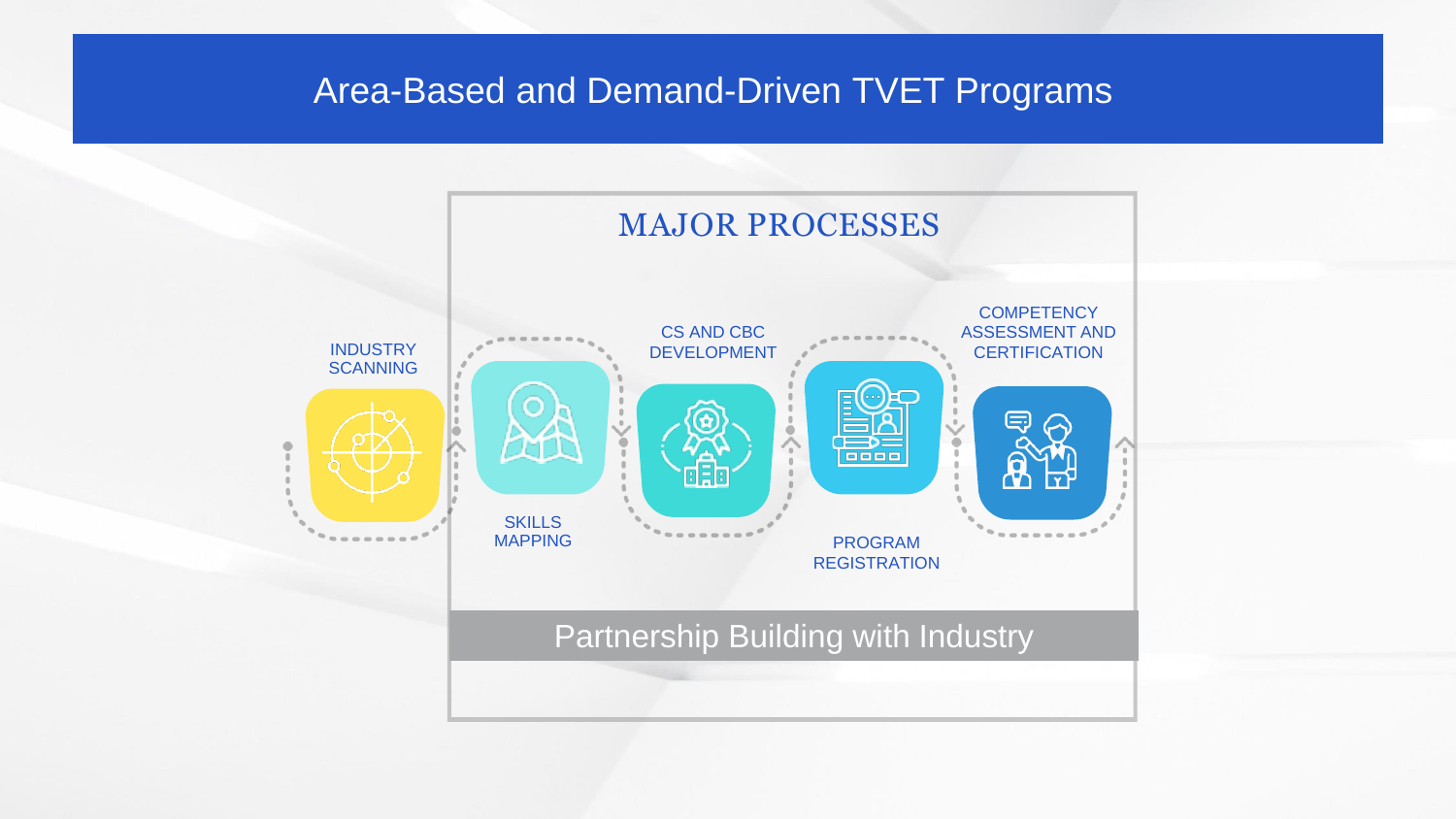# Area-Based and Demand-Driven TVET Programs

## MAJOR PROCESSES

- INDUSTRY SCANNING
- SKILLS MAPPING
- CS AND CBC DEVELOPMENT
- PROGRAM REGISTRATION
- COMPETENCY ASSESSMENT AND CERTIFICATION

Partnership Building with Industry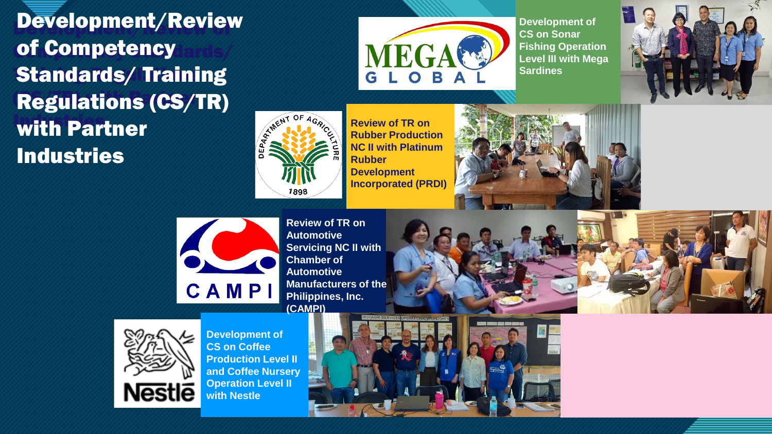# Development/Review of Competency Standards/ Training Regulations (CS/TR) with Partner Industries

**Development of CS on Sonar Fishing Operation Level III with Mega Sardines**

**Review of TR on Rubber Production NC II with Platinum Rubber Development Incorporated (PRDI)**

**Review of TR on Automotive Servicing NC II with Chamber of Automotive Manufacturers of the Philippines, Inc. (CAMPI)**

**Development of CS on Coffee Production Level II and Coffee Nursery Operation Level II with Nestle**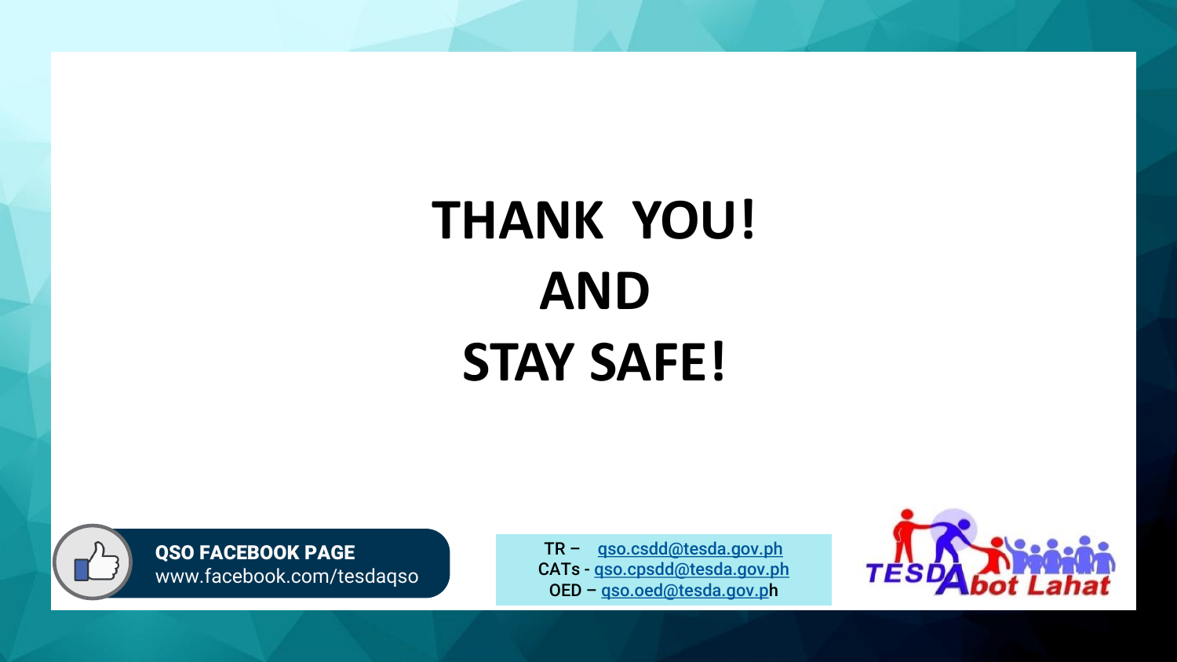# THANK YOU!
# AND
# STAY SAFE!

**QSO FACEBOOK PAGE**
www.facebook.com/tesdaqso

TR – qso.csdd@tesda.gov.ph
CATs - qso.cpsdd@tesda.gov.ph
OED – qso.oed@tesda.gov.ph

TESDAbot Lahat